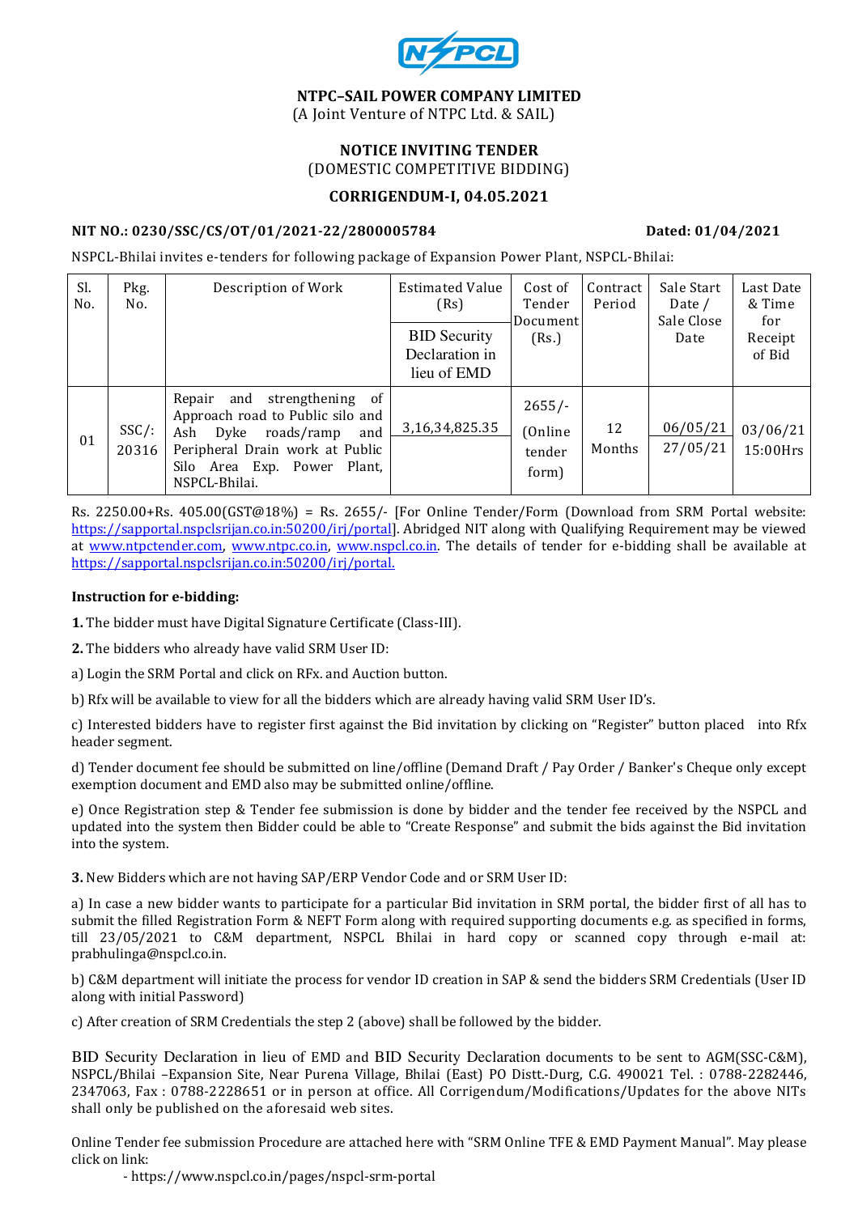NSPCL

# NTPC–SAIL POWER COMPANY LIMITED

(A Joint Venture of NTPC Ltd. & SAIL)

## NOTICE INVITING TENDER

(DOMESTIC COMPETITIVE BIDDING)

## CORRIGENDUM-I, 04.05.2021

**NIT NO.: 0230/SSC/CS/OT/01/2021-22/2800005784** **Dated: 01/04/2021**

NSPCL-Bhilai invites e-tenders for following package of Expansion Power Plant, NSPCL-Bhilai:

| Sl. No. | Pkg. No. | Description of Work | Estimated Value (Rs) / BID Security Declaration in lieu of EMD | Cost of Tender Document (Rs.) | Contract Period | Sale Start Date / Sale Close Date | Last Date & Time for Receipt of Bid |
|---|---|---|---|---|---|---|---|
| 01 | SSC/: 20316 | Repair and strengthening of Approach road to Public silo and Ash Dyke roads/ramp and Peripheral Drain work at Public Silo Area Exp. Power Plant, NSPCL-Bhilai. | 3,16,34,825.35 | 2655/- (Online tender form) | 12 Months | 06/05/21 / 27/05/21 | 03/06/21 15:00Hrs |

Rs. 2250.00+Rs. 405.00(GST@18%) = Rs. 2655/- [For Online Tender/Form (Download from SRM Portal website: https://sapportal.nspclsrijan.co.in:50200/irj/portal]. Abridged NIT along with Qualifying Requirement may be viewed at www.ntpctender.com, www.ntpc.co.in, www.nspcl.co.in. The details of tender for e-bidding shall be available at https://sapportal.nspclsrijan.co.in:50200/irj/portal.

**Instruction for e-bidding:**

**1.** The bidder must have Digital Signature Certificate (Class-III).

**2.** The bidders who already have valid SRM User ID:

a) Login the SRM Portal and click on RFx. and Auction button.

b) Rfx will be available to view for all the bidders which are already having valid SRM User ID's.

c) Interested bidders have to register first against the Bid invitation by clicking on "Register" button placed into Rfx header segment.

d) Tender document fee should be submitted on line/offline (Demand Draft / Pay Order / Banker's Cheque only except exemption document and EMD also may be submitted online/offline.

e) Once Registration step & Tender fee submission is done by bidder and the tender fee received by the NSPCL and updated into the system then Bidder could be able to "Create Response" and submit the bids against the Bid invitation into the system.

**3.** New Bidders which are not having SAP/ERP Vendor Code and or SRM User ID:

a) In case a new bidder wants to participate for a particular Bid invitation in SRM portal, the bidder first of all has to submit the filled Registration Form & NEFT Form along with required supporting documents e.g. as specified in forms, till 23/05/2021 to C&M department, NSPCL Bhilai in hard copy or scanned copy through e-mail at: prabhulinga@nspcl.co.in.

b) C&M department will initiate the process for vendor ID creation in SAP & send the bidders SRM Credentials (User ID along with initial Password)

c) After creation of SRM Credentials the step 2 (above) shall be followed by the bidder.

BID Security Declaration in lieu of EMD and BID Security Declaration documents to be sent to AGM(SSC-C&M), NSPCL/Bhilai –Expansion Site, Near Purena Village, Bhilai (East) PO Distt.-Durg, C.G. 490021 Tel. : 0788-2282446, 2347063, Fax : 0788-2228651 or in person at office. All Corrigendum/Modifications/Updates for the above NITs shall only be published on the aforesaid web sites.

Online Tender fee submission Procedure are attached here with "SRM Online TFE & EMD Payment Manual". May please click on link:

- https://www.nspcl.co.in/pages/nspcl-srm-portal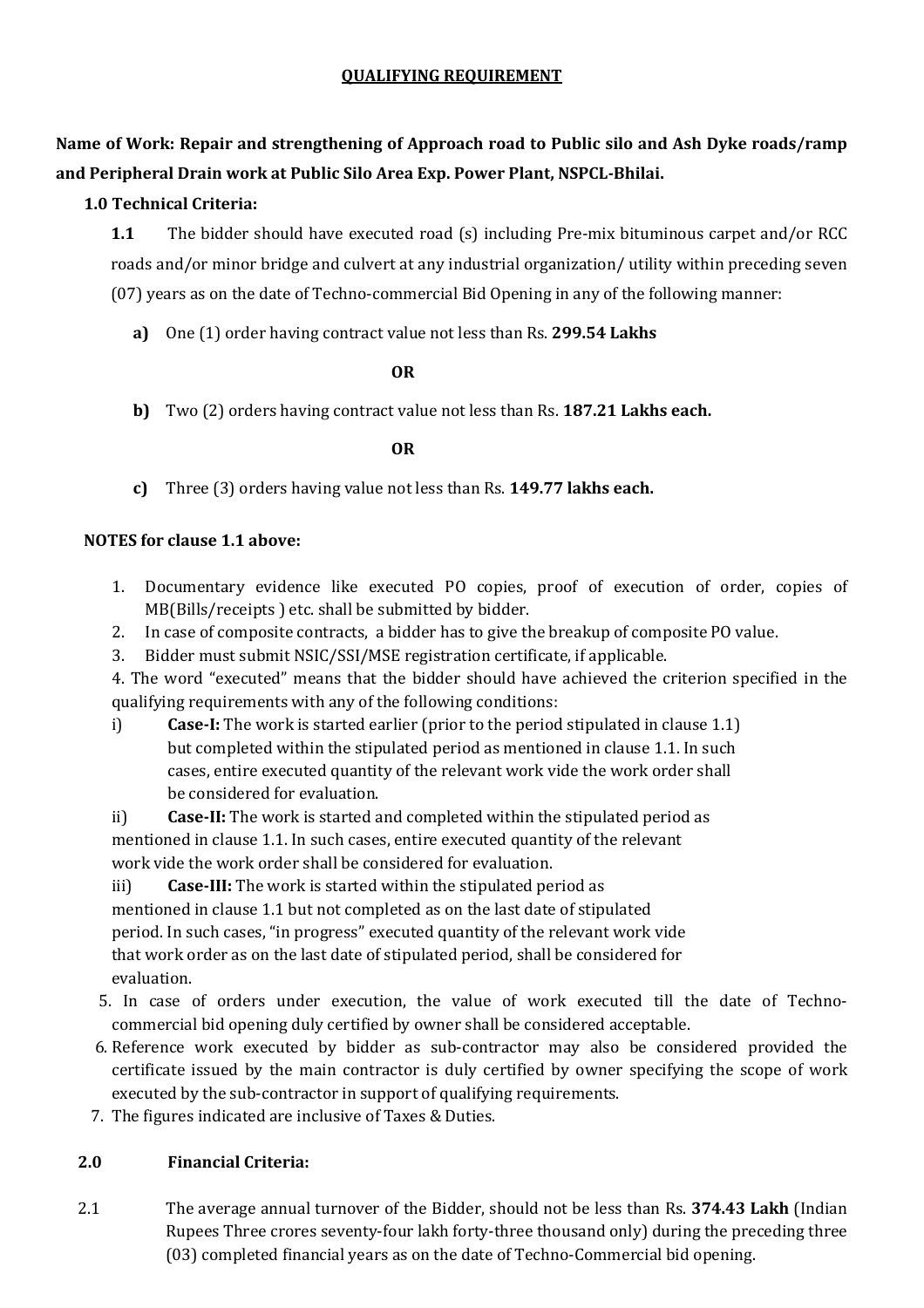## QUALIFYING REQUIREMENT

**Name of Work: Repair and strengthening of Approach road to Public silo and Ash Dyke roads/ramp and Peripheral Drain work at Public Silo Area Exp. Power Plant, NSPCL-Bhilai.**

**1.0 Technical Criteria:**

**1.1** The bidder should have executed road (s) including Pre-mix bituminous carpet and/or RCC roads and/or minor bridge and culvert at any industrial organization/ utility within preceding seven (07) years as on the date of Techno-commercial Bid Opening in any of the following manner:

**a)** One (1) order having contract value not less than Rs. **299.54 Lakhs**

**OR**

**b)** Two (2) orders having contract value not less than Rs. **187.21 Lakhs each.**

**OR**

**c)** Three (3) orders having value not less than Rs. **149.77 lakhs each.**

**NOTES for clause 1.1 above:**

1. Documentary evidence like executed PO copies, proof of execution of order, copies of MB(Bills/receipts ) etc. shall be submitted by bidder.
2. In case of composite contracts, a bidder has to give the breakup of composite PO value.
3. Bidder must submit NSIC/SSI/MSE registration certificate, if applicable.
4. The word "executed" means that the bidder should have achieved the criterion specified in the qualifying requirements with any of the following conditions:
   i) **Case-I:** The work is started earlier (prior to the period stipulated in clause 1.1) but completed within the stipulated period as mentioned in clause 1.1. In such cases, entire executed quantity of the relevant work vide the work order shall be considered for evaluation.
   ii) **Case-II:** The work is started and completed within the stipulated period as mentioned in clause 1.1. In such cases, entire executed quantity of the relevant work vide the work order shall be considered for evaluation.
   iii) **Case-III:** The work is started within the stipulated period as mentioned in clause 1.1 but not completed as on the last date of stipulated period. In such cases, "in progress" executed quantity of the relevant work vide that work order as on the last date of stipulated period, shall be considered for evaluation.
5. In case of orders under execution, the value of work executed till the date of Techno-commercial bid opening duly certified by owner shall be considered acceptable.
6. Reference work executed by bidder as sub-contractor may also be considered provided the certificate issued by the main contractor is duly certified by owner specifying the scope of work executed by the sub-contractor in support of qualifying requirements.
7. The figures indicated are inclusive of Taxes & Duties.

**2.0 Financial Criteria:**

2.1 The average annual turnover of the Bidder, should not be less than Rs. **374.43 Lakh** (Indian Rupees Three crores seventy-four lakh forty-three thousand only) during the preceding three (03) completed financial years as on the date of Techno-Commercial bid opening.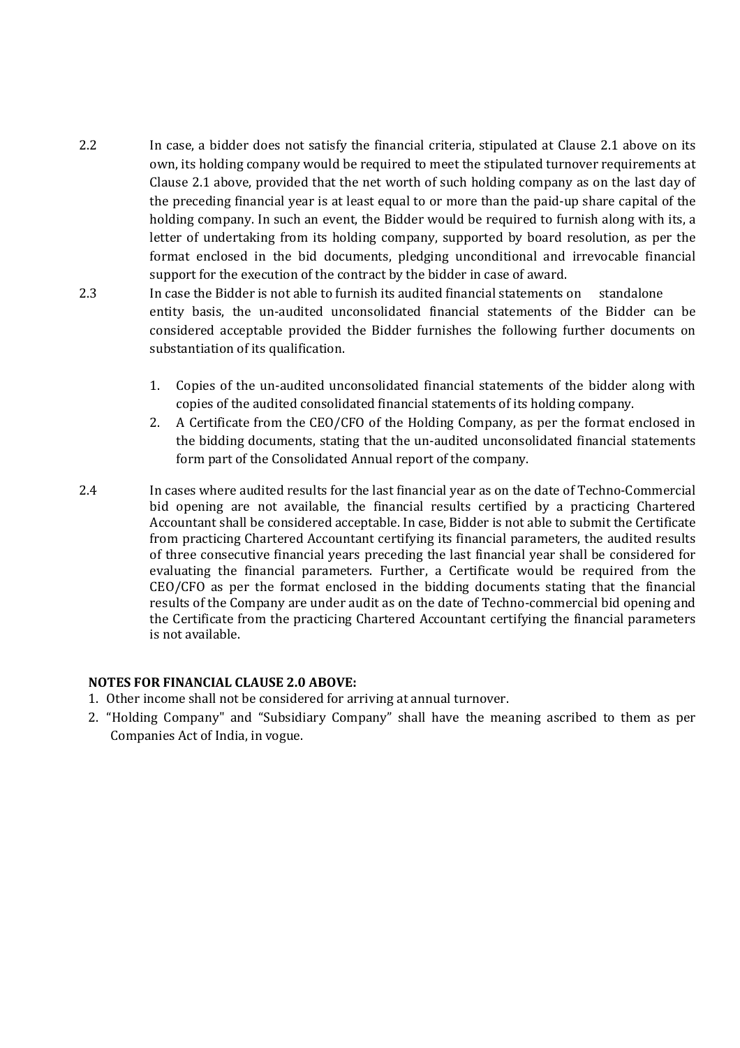2.2 In case, a bidder does not satisfy the financial criteria, stipulated at Clause 2.1 above on its own, its holding company would be required to meet the stipulated turnover requirements at Clause 2.1 above, provided that the net worth of such holding company as on the last day of the preceding financial year is at least equal to or more than the paid-up share capital of the holding company. In such an event, the Bidder would be required to furnish along with its, a letter of undertaking from its holding company, supported by board resolution, as per the format enclosed in the bid documents, pledging unconditional and irrevocable financial support for the execution of the contract by the bidder in case of award.

2.3 In case the Bidder is not able to furnish its audited financial statements on standalone entity basis, the un-audited unconsolidated financial statements of the Bidder can be considered acceptable provided the Bidder furnishes the following further documents on substantiation of its qualification.

1. Copies of the un-audited unconsolidated financial statements of the bidder along with copies of the audited consolidated financial statements of its holding company.
2. A Certificate from the CEO/CFO of the Holding Company, as per the format enclosed in the bidding documents, stating that the un-audited unconsolidated financial statements form part of the Consolidated Annual report of the company.

2.4 In cases where audited results for the last financial year as on the date of Techno-Commercial bid opening are not available, the financial results certified by a practicing Chartered Accountant shall be considered acceptable. In case, Bidder is not able to submit the Certificate from practicing Chartered Accountant certifying its financial parameters, the audited results of three consecutive financial years preceding the last financial year shall be considered for evaluating the financial parameters. Further, a Certificate would be required from the CEO/CFO as per the format enclosed in the bidding documents stating that the financial results of the Company are under audit as on the date of Techno-commercial bid opening and the Certificate from the practicing Chartered Accountant certifying the financial parameters is not available.

**NOTES FOR FINANCIAL CLAUSE 2.0 ABOVE:**

1. Other income shall not be considered for arriving at annual turnover.
2. "Holding Company" and "Subsidiary Company" shall have the meaning ascribed to them as per Companies Act of India, in vogue.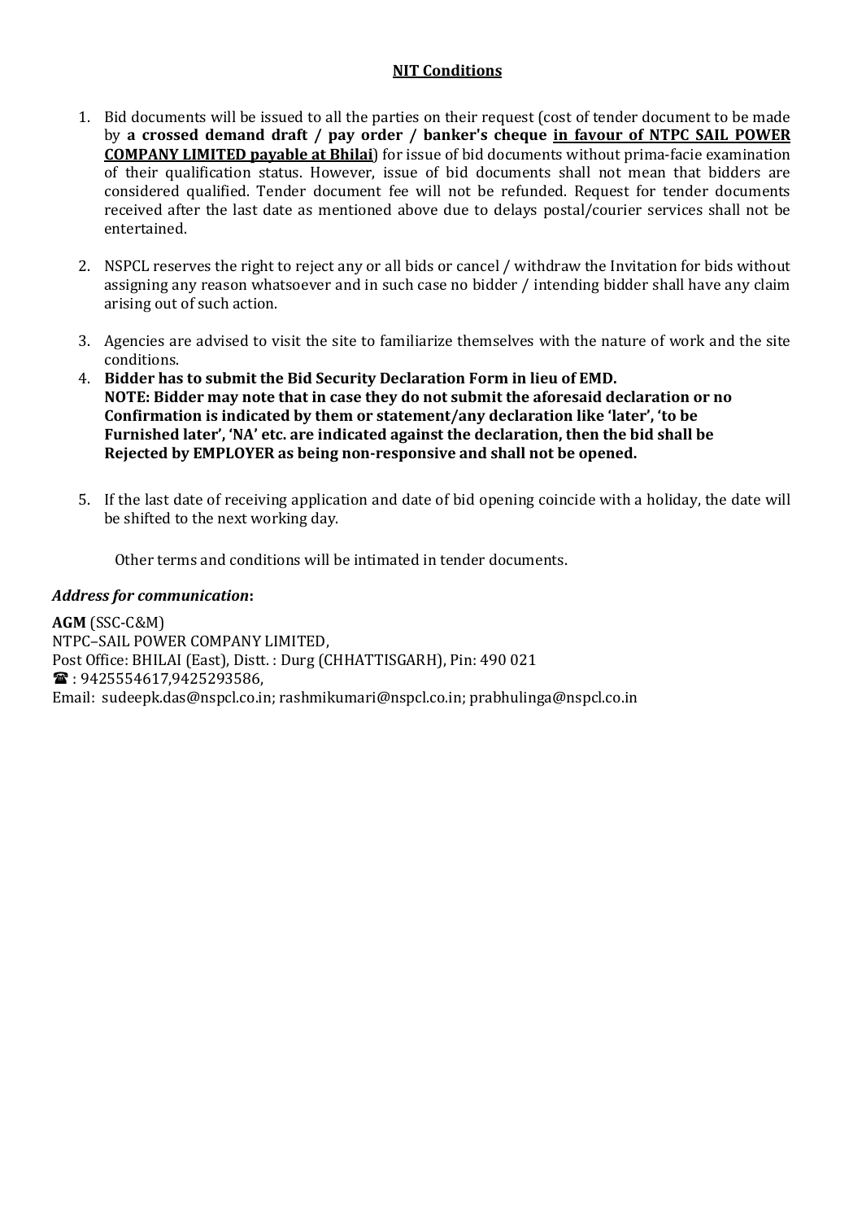## NIT Conditions

1. Bid documents will be issued to all the parties on their request (cost of tender document to be made by **a crossed demand draft / pay order / banker's cheque in favour of NTPC SAIL POWER COMPANY LIMITED payable at Bhilai**) for issue of bid documents without prima-facie examination of their qualification status. However, issue of bid documents shall not mean that bidders are considered qualified. Tender document fee will not be refunded. Request for tender documents received after the last date as mentioned above due to delays postal/courier services shall not be entertained.

2. NSPCL reserves the right to reject any or all bids or cancel / withdraw the Invitation for bids without assigning any reason whatsoever and in such case no bidder / intending bidder shall have any claim arising out of such action.

3. Agencies are advised to visit the site to familiarize themselves with the nature of work and the site conditions.

4. **Bidder has to submit the Bid Security Declaration Form in lieu of EMD.**
   **NOTE: Bidder may note that in case they do not submit the aforesaid declaration or no Confirmation is indicated by them or statement/any declaration like 'later', 'to be Furnished later', 'NA' etc. are indicated against the declaration, then the bid shall be Rejected by EMPLOYER as being non-responsive and shall not be opened.**

5. If the last date of receiving application and date of bid opening coincide with a holiday, the date will be shifted to the next working day.

Other terms and conditions will be intimated in tender documents.

***Address for communication*:**

**AGM** (SSC-C&M)
NTPC–SAIL POWER COMPANY LIMITED,
Post Office: BHILAI (East), Distt. : Durg (CHHATTISGARH), Pin: 490 021
☎ : 9425554617,9425293586,
Email: sudeepk.das@nspcl.co.in; rashmikumari@nspcl.co.in; prabhulinga@nspcl.co.in